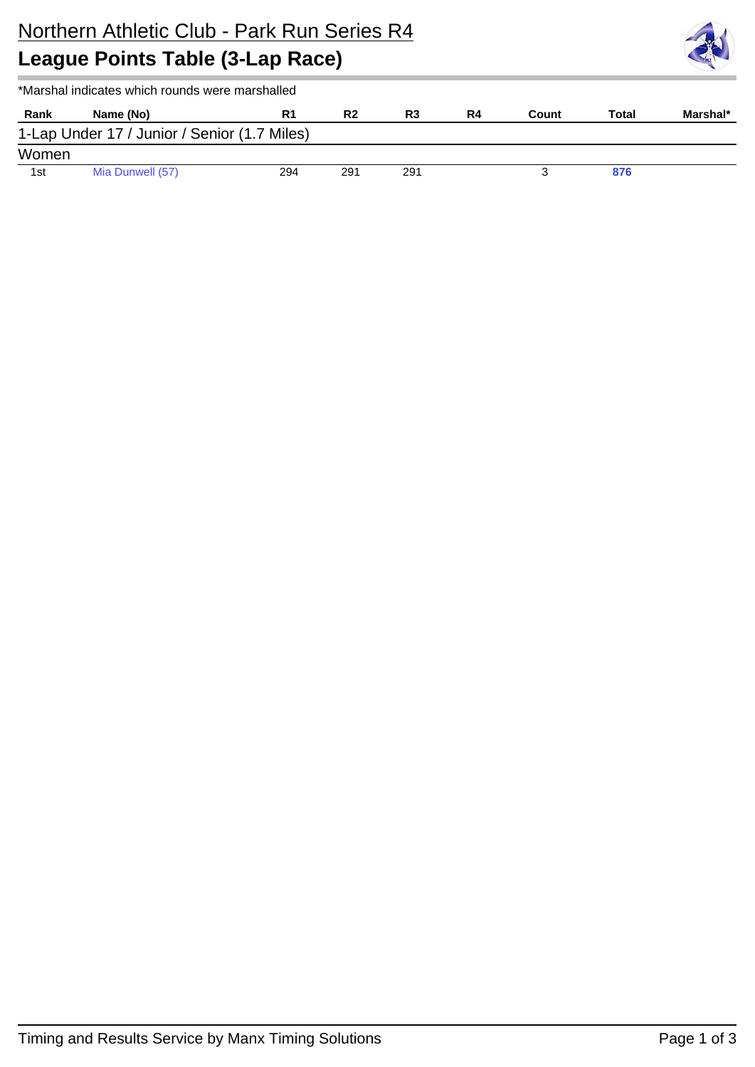# Northern Athletic Club - Park Run Series R4

## League Points Table (3-Lap Race)

*Marshal indicates which rounds were marshalled

| Rank | Name (No) | R1 | R2 | R3 | R4 | Count | Total | Marshal* |
|---|---|---|---|---|---|---|---|---|
| **1-Lap Under 17 / Junior / Senior (1.7 Miles)** | | | | | | | | |
| **Women** | | | | | | | | |
| 1st | Mia Dunwell (57) | 294 | 291 | 291 | | 3 | **876** | |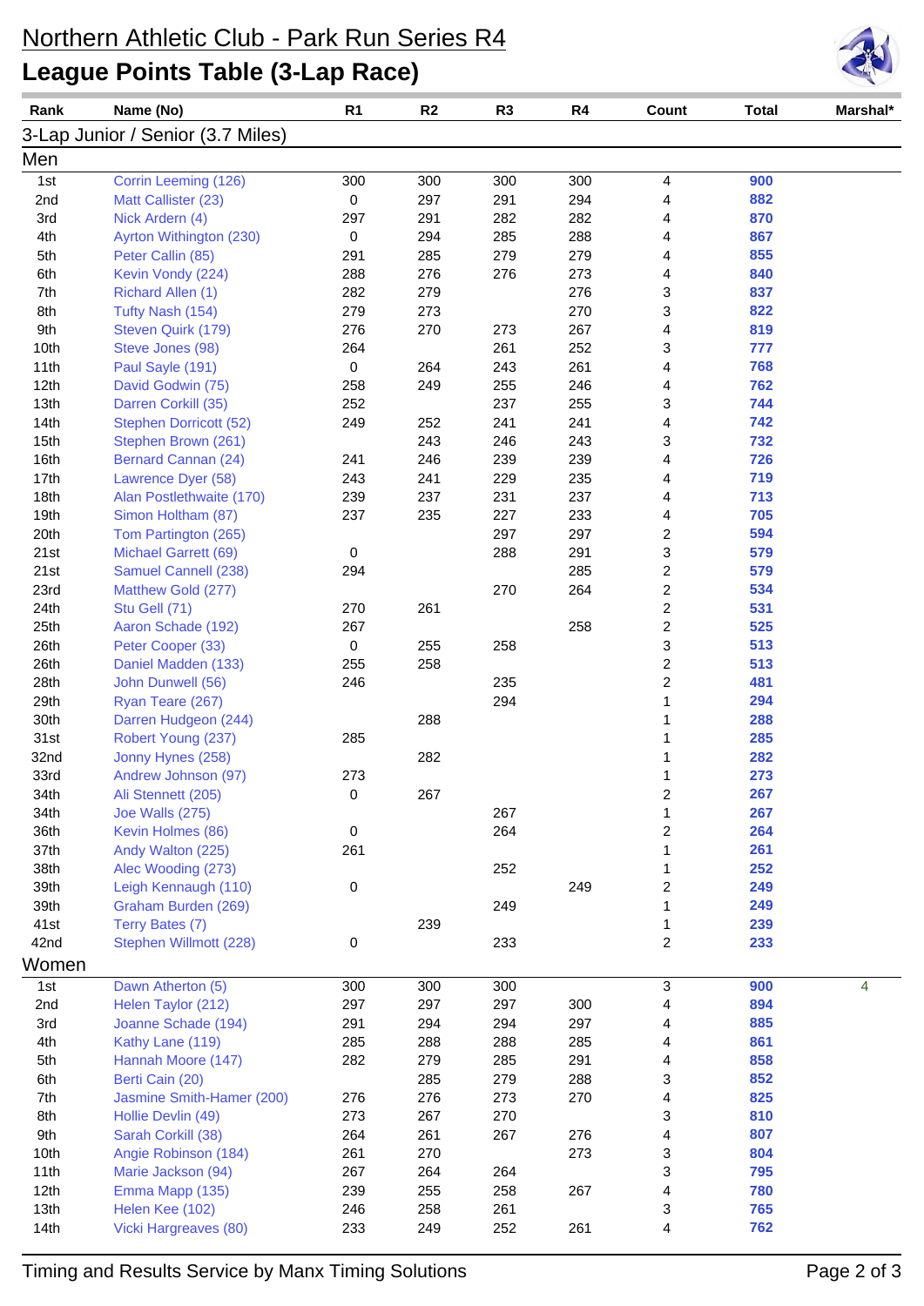# Northern Athletic Club - Park Run Series R4

## League Points Table (3-Lap Race)

| Rank | Name (No) | R1 | R2 | R3 | R4 | Count | Total | Marshal* |
|---|---|---|---|---|---|---|---|---|
| **3-Lap Junior / Senior (3.7 Miles)** | | | | | | | | |
| **Men** | | | | | | | | |
| 1st | Corrin Leeming (126) | 300 | 300 | 300 | 300 | 4 | **900** | |
| 2nd | Matt Callister (23) | 0 | 297 | 291 | 294 | 4 | **882** | |
| 3rd | Nick Ardern (4) | 297 | 291 | 282 | 282 | 4 | **870** | |
| 4th | Ayrton Withington (230) | 0 | 294 | 285 | 288 | 4 | **867** | |
| 5th | Peter Callin (85) | 291 | 285 | 279 | 279 | 4 | **855** | |
| 6th | Kevin Vondy (224) | 288 | 276 | 276 | 273 | 4 | **840** | |
| 7th | Richard Allen (1) | 282 | 279 | | 276 | 3 | **837** | |
| 8th | Tufty Nash (154) | 279 | 273 | | 270 | 3 | **822** | |
| 9th | Steven Quirk (179) | 276 | 270 | 273 | 267 | 4 | **819** | |
| 10th | Steve Jones (98) | 264 | | 261 | 252 | 3 | **777** | |
| 11th | Paul Sayle (191) | 0 | 264 | 243 | 261 | 4 | **768** | |
| 12th | David Godwin (75) | 258 | 249 | 255 | 246 | 4 | **762** | |
| 13th | Darren Corkill (35) | 252 | | 237 | 255 | 3 | **744** | |
| 14th | Stephen Dorricott (52) | 249 | 252 | 241 | 241 | 4 | **742** | |
| 15th | Stephen Brown (261) | | 243 | 246 | 243 | 3 | **732** | |
| 16th | Bernard Cannan (24) | 241 | 246 | 239 | 239 | 4 | **726** | |
| 17th | Lawrence Dyer (58) | 243 | 241 | 229 | 235 | 4 | **719** | |
| 18th | Alan Postlethwaite (170) | 239 | 237 | 231 | 237 | 4 | **713** | |
| 19th | Simon Holtham (87) | 237 | 235 | 227 | 233 | 4 | **705** | |
| 20th | Tom Partington (265) | | | 297 | 297 | 2 | **594** | |
| 21st | Michael Garrett (69) | 0 | | 288 | 291 | 3 | **579** | |
| 21st | Samuel Cannell (238) | 294 | | | 285 | 2 | **579** | |
| 23rd | Matthew Gold (277) | | | 270 | 264 | 2 | **534** | |
| 24th | Stu Gell (71) | 270 | 261 | | | 2 | **531** | |
| 25th | Aaron Schade (192) | 267 | | | 258 | 2 | **525** | |
| 26th | Peter Cooper (33) | 0 | 255 | 258 | | 3 | **513** | |
| 26th | Daniel Madden (133) | 255 | 258 | | | 2 | **513** | |
| 28th | John Dunwell (56) | 246 | | 235 | | 2 | **481** | |
| 29th | Ryan Teare (267) | | | 294 | | 1 | **294** | |
| 30th | Darren Hudgeon (244) | | 288 | | | 1 | **288** | |
| 31st | Robert Young (237) | 285 | | | | 1 | **285** | |
| 32nd | Jonny Hynes (258) | | 282 | | | 1 | **282** | |
| 33rd | Andrew Johnson (97) | 273 | | | | 1 | **273** | |
| 34th | Ali Stennett (205) | 0 | 267 | | | 2 | **267** | |
| 34th | Joe Walls (275) | | | 267 | | 1 | **267** | |
| 36th | Kevin Holmes (86) | 0 | | 264 | | 2 | **264** | |
| 37th | Andy Walton (225) | 261 | | | | 1 | **261** | |
| 38th | Alec Wooding (273) | | | 252 | | 1 | **252** | |
| 39th | Leigh Kennaugh (110) | 0 | | | 249 | 2 | **249** | |
| 39th | Graham Burden (269) | | | 249 | | 1 | **249** | |
| 41st | Terry Bates (7) | | 239 | | | 1 | **239** | |
| 42nd | Stephen Willmott (228) | 0 | | 233 | | 2 | **233** | |
| **Women** | | | | | | | | |
| 1st | Dawn Atherton (5) | 300 | 300 | 300 | | 3 | **900** | 4 |
| 2nd | Helen Taylor (212) | 297 | 297 | 297 | 300 | 4 | **894** | |
| 3rd | Joanne Schade (194) | 291 | 294 | 294 | 297 | 4 | **885** | |
| 4th | Kathy Lane (119) | 285 | 288 | 288 | 285 | 4 | **861** | |
| 5th | Hannah Moore (147) | 282 | 279 | 285 | 291 | 4 | **858** | |
| 6th | Berti Cain (20) | | 285 | 279 | 288 | 3 | **852** | |
| 7th | Jasmine Smith-Hamer (200) | 276 | 276 | 273 | 270 | 4 | **825** | |
| 8th | Hollie Devlin (49) | 273 | 267 | 270 | | 3 | **810** | |
| 9th | Sarah Corkill (38) | 264 | 261 | 267 | 276 | 4 | **807** | |
| 10th | Angie Robinson (184) | 261 | 270 | | 273 | 3 | **804** | |
| 11th | Marie Jackson (94) | 267 | 264 | 264 | | 3 | **795** | |
| 12th | Emma Mapp (135) | 239 | 255 | 258 | 267 | 4 | **780** | |
| 13th | Helen Kee (102) | 246 | 258 | 261 | | 3 | **765** | |
| 14th | Vicki Hargreaves (80) | 233 | 249 | 252 | 261 | 4 | **762** | |

Timing and Results Service by Manx Timing Solutions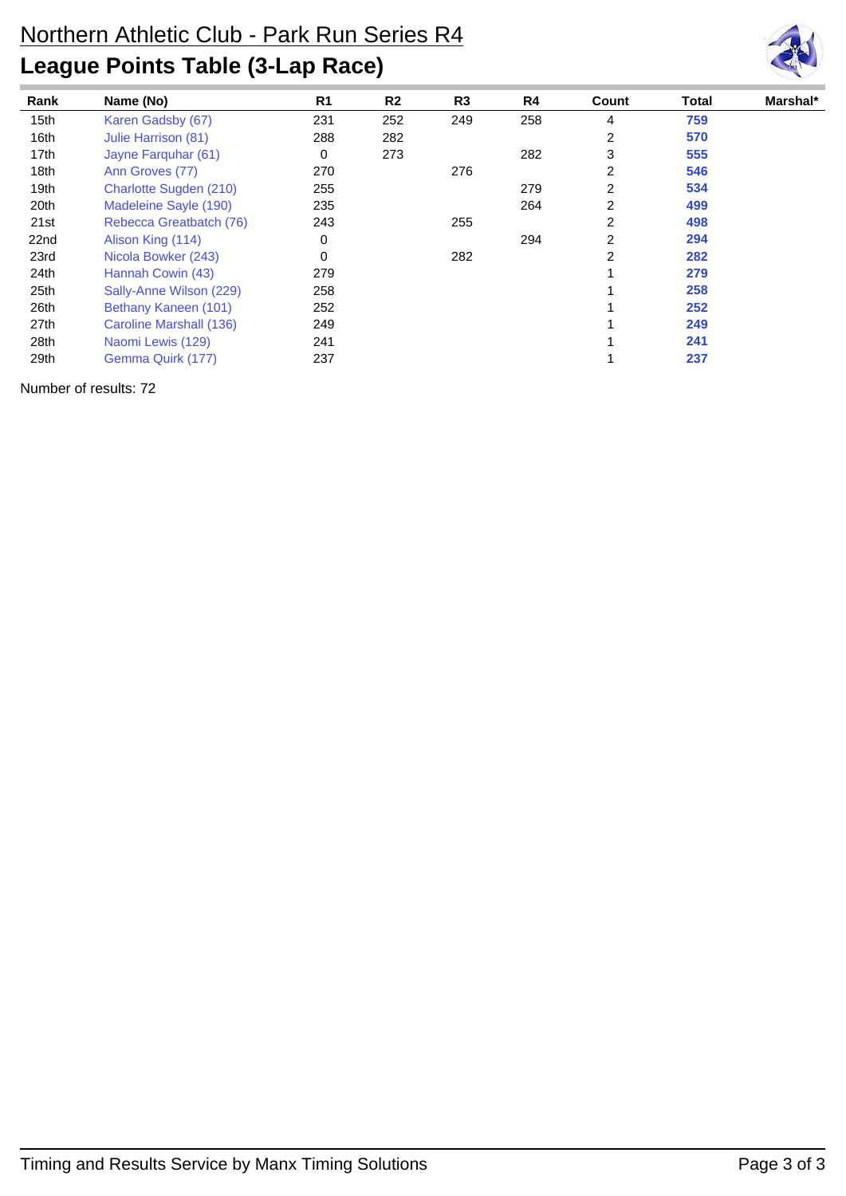# Northern Athletic Club - Park Run Series R4

## League Points Table (3-Lap Race)

| Rank | Name (No) | R1 | R2 | R3 | R4 | Count | Total | Marshal* |
|---|---|---|---|---|---|---|---|---|
| 15th | Karen Gadsby (67) | 231 | 252 | 249 | 258 | 4 | **759** | |
| 16th | Julie Harrison (81) | 288 | 282 | | | 2 | **570** | |
| 17th | Jayne Farquhar (61) | 0 | 273 | | 282 | 3 | **555** | |
| 18th | Ann Groves (77) | 270 | | 276 | | 2 | **546** | |
| 19th | Charlotte Sugden (210) | 255 | | | 279 | 2 | **534** | |
| 20th | Madeleine Sayle (190) | 235 | | | 264 | 2 | **499** | |
| 21st | Rebecca Greatbatch (76) | 243 | | 255 | | 2 | **498** | |
| 22nd | Alison King (114) | 0 | | | 294 | 2 | **294** | |
| 23rd | Nicola Bowker (243) | 0 | | 282 | | 2 | **282** | |
| 24th | Hannah Cowin (43) | 279 | | | | 1 | **279** | |
| 25th | Sally-Anne Wilson (229) | 258 | | | | 1 | **258** | |
| 26th | Bethany Kaneen (101) | 252 | | | | 1 | **252** | |
| 27th | Caroline Marshall (136) | 249 | | | | 1 | **249** | |
| 28th | Naomi Lewis (129) | 241 | | | | 1 | **241** | |
| 29th | Gemma Quirk (177) | 237 | | | | 1 | **237** | |

Number of results: 72

Timing and Results Service by Manx Timing Solutions